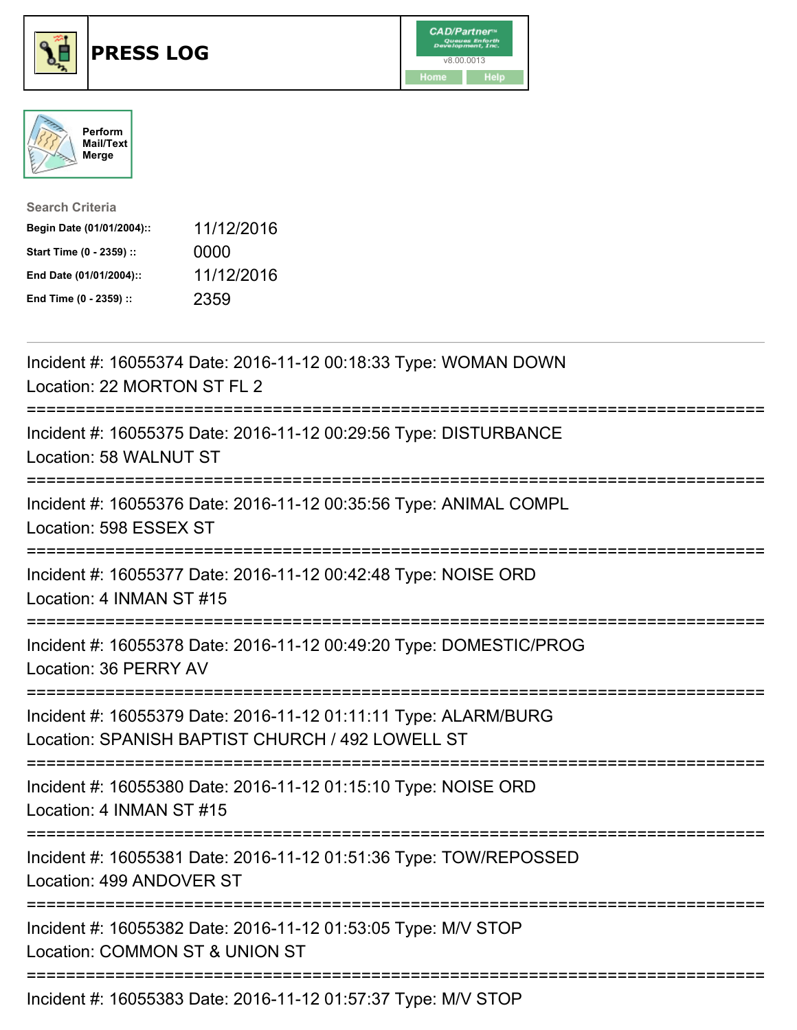# PRESS LOG

CAD/Partner
v8.00.0013
Home Help

Perform Mail/Text Merge

**Search Criteria**

| | |
|---|---|
| **Begin Date (01/01/2004)::** | 11/12/2016 |
| **Start Time (0 - 2359) ::** | 0000 |
| **End Date (01/01/2004)::** | 11/12/2016 |
| **End Time (0 - 2359) ::** | 2359 |

---

Incident #: 16055374 Date: 2016-11-12 00:18:33 Type: WOMAN DOWN
Location: 22 MORTON ST FL 2

===========================================================================

Incident #: 16055375 Date: 2016-11-12 00:29:56 Type: DISTURBANCE
Location: 58 WALNUT ST

===========================================================================

Incident #: 16055376 Date: 2016-11-12 00:35:56 Type: ANIMAL COMPL
Location: 598 ESSEX ST

===========================================================================

Incident #: 16055377 Date: 2016-11-12 00:42:48 Type: NOISE ORD
Location: 4 INMAN ST #15

===========================================================================

Incident #: 16055378 Date: 2016-11-12 00:49:20 Type: DOMESTIC/PROG
Location: 36 PERRY AV

===========================================================================

Incident #: 16055379 Date: 2016-11-12 01:11:11 Type: ALARM/BURG
Location: SPANISH BAPTIST CHURCH / 492 LOWELL ST

===========================================================================

Incident #: 16055380 Date: 2016-11-12 01:15:10 Type: NOISE ORD
Location: 4 INMAN ST #15

===========================================================================

Incident #: 16055381 Date: 2016-11-12 01:51:36 Type: TOW/REPOSSED
Location: 499 ANDOVER ST

===========================================================================

Incident #: 16055382 Date: 2016-11-12 01:53:05 Type: M/V STOP
Location: COMMON ST & UNION ST

===========================================================================

Incident #: 16055383 Date: 2016-11-12 01:57:37 Type: M/V STOP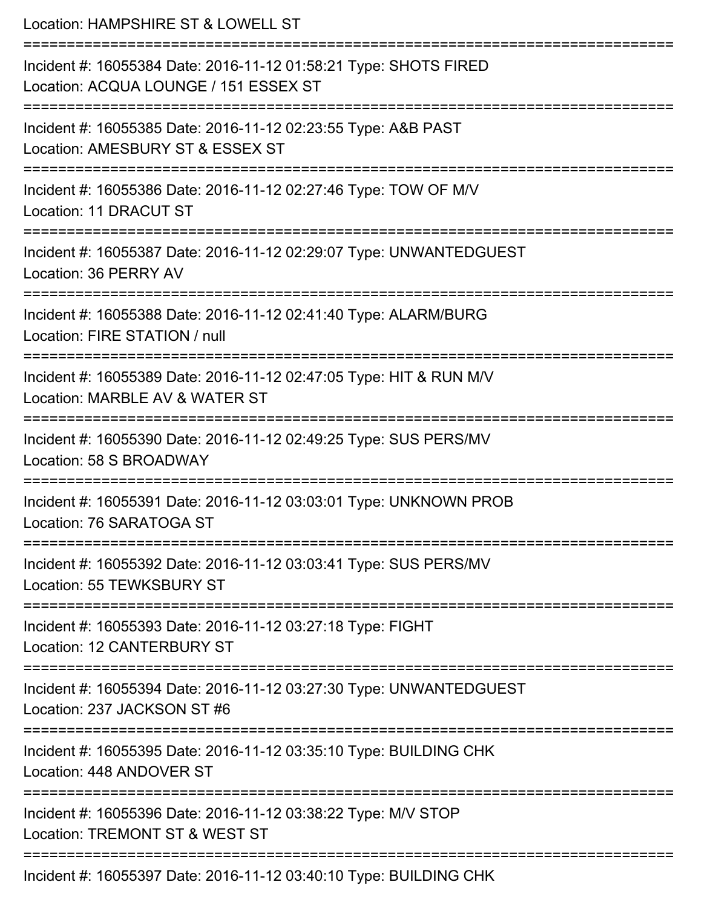Location: HAMPSHIRE ST & LOWELL ST

===========================================================================

Incident #: 16055384 Date: 2016-11-12 01:58:21 Type: SHOTS FIRED
Location: ACQUA LOUNGE / 151 ESSEX ST

===========================================================================

Incident #: 16055385 Date: 2016-11-12 02:23:55 Type: A&B PAST
Location: AMESBURY ST & ESSEX ST

===========================================================================

Incident #: 16055386 Date: 2016-11-12 02:27:46 Type: TOW OF M/V
Location: 11 DRACUT ST

===========================================================================

Incident #: 16055387 Date: 2016-11-12 02:29:07 Type: UNWANTEDGUEST
Location: 36 PERRY AV

===========================================================================

Incident #: 16055388 Date: 2016-11-12 02:41:40 Type: ALARM/BURG
Location: FIRE STATION / null

===========================================================================

Incident #: 16055389 Date: 2016-11-12 02:47:05 Type: HIT & RUN M/V
Location: MARBLE AV & WATER ST

===========================================================================

Incident #: 16055390 Date: 2016-11-12 02:49:25 Type: SUS PERS/MV
Location: 58 S BROADWAY

===========================================================================

Incident #: 16055391 Date: 2016-11-12 03:03:01 Type: UNKNOWN PROB
Location: 76 SARATOGA ST

===========================================================================

Incident #: 16055392 Date: 2016-11-12 03:03:41 Type: SUS PERS/MV
Location: 55 TEWKSBURY ST

===========================================================================

Incident #: 16055393 Date: 2016-11-12 03:27:18 Type: FIGHT
Location: 12 CANTERBURY ST

===========================================================================

Incident #: 16055394 Date: 2016-11-12 03:27:30 Type: UNWANTEDGUEST
Location: 237 JACKSON ST #6

===========================================================================

Incident #: 16055395 Date: 2016-11-12 03:35:10 Type: BUILDING CHK
Location: 448 ANDOVER ST

===========================================================================

Incident #: 16055396 Date: 2016-11-12 03:38:22 Type: M/V STOP
Location: TREMONT ST & WEST ST

===========================================================================

Incident #: 16055397 Date: 2016-11-12 03:40:10 Type: BUILDING CHK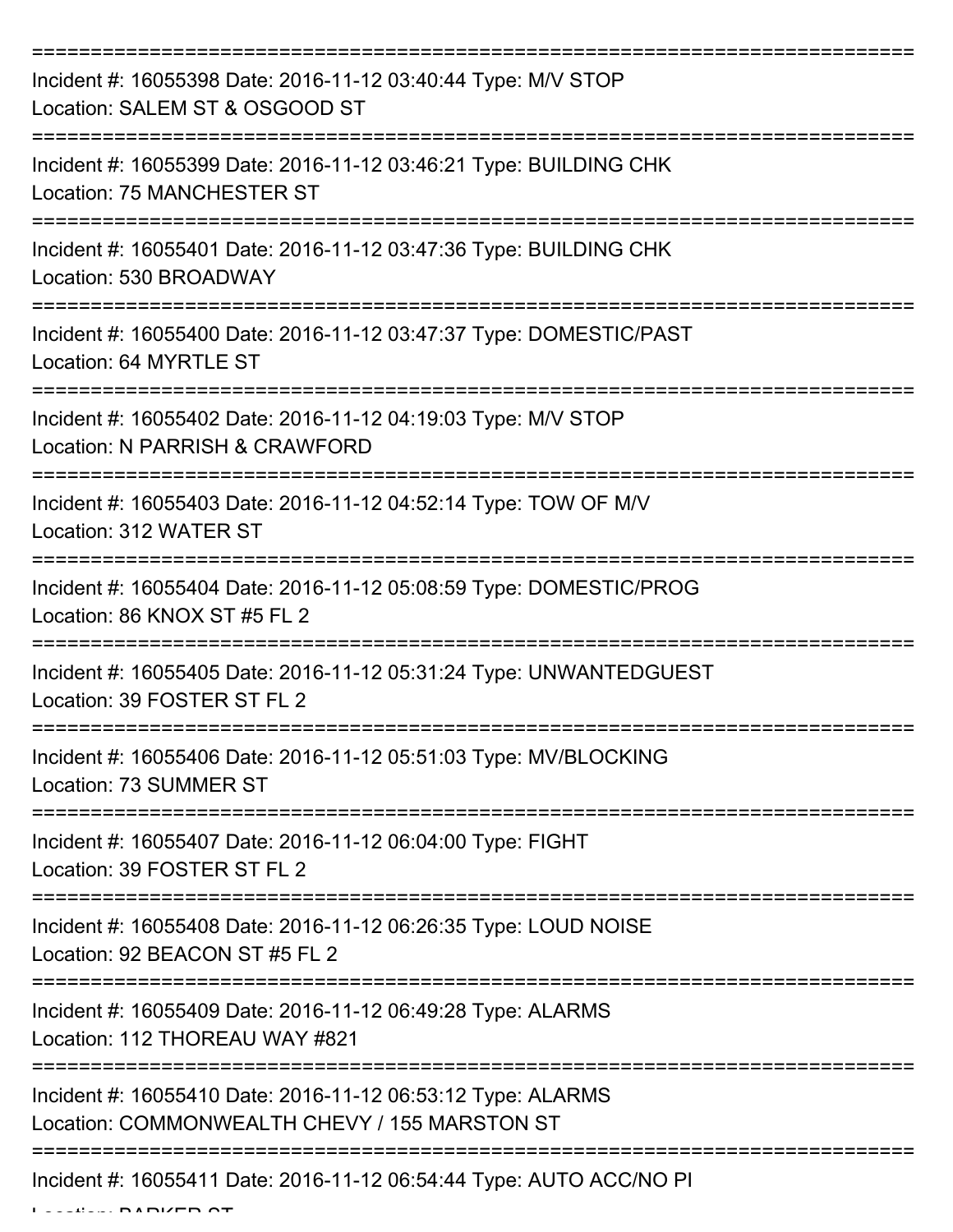Incident #: 16055398 Date: 2016-11-12 03:40:44 Type: M/V STOP
Location: SALEM ST & OSGOOD ST

Incident #: 16055399 Date: 2016-11-12 03:46:21 Type: BUILDING CHK
Location: 75 MANCHESTER ST

Incident #: 16055401 Date: 2016-11-12 03:47:36 Type: BUILDING CHK
Location: 530 BROADWAY

Incident #: 16055400 Date: 2016-11-12 03:47:37 Type: DOMESTIC/PAST
Location: 64 MYRTLE ST

Incident #: 16055402 Date: 2016-11-12 04:19:03 Type: M/V STOP
Location: N PARRISH & CRAWFORD

Incident #: 16055403 Date: 2016-11-12 04:52:14 Type: TOW OF M/V
Location: 312 WATER ST

Incident #: 16055404 Date: 2016-11-12 05:08:59 Type: DOMESTIC/PROG
Location: 86 KNOX ST #5 FL 2

Incident #: 16055405 Date: 2016-11-12 05:31:24 Type: UNWANTEDGUEST
Location: 39 FOSTER ST FL 2

Incident #: 16055406 Date: 2016-11-12 05:51:03 Type: MV/BLOCKING
Location: 73 SUMMER ST

Incident #: 16055407 Date: 2016-11-12 06:04:00 Type: FIGHT
Location: 39 FOSTER ST FL 2

Incident #: 16055408 Date: 2016-11-12 06:26:35 Type: LOUD NOISE
Location: 92 BEACON ST #5 FL 2

Incident #: 16055409 Date: 2016-11-12 06:49:28 Type: ALARMS
Location: 112 THOREAU WAY #821

Incident #: 16055410 Date: 2016-11-12 06:53:12 Type: ALARMS
Location: COMMONWEALTH CHEVY / 155 MARSTON ST

Incident #: 16055411 Date: 2016-11-12 06:54:44 Type: AUTO ACC/NO PI
Location: PARKER ST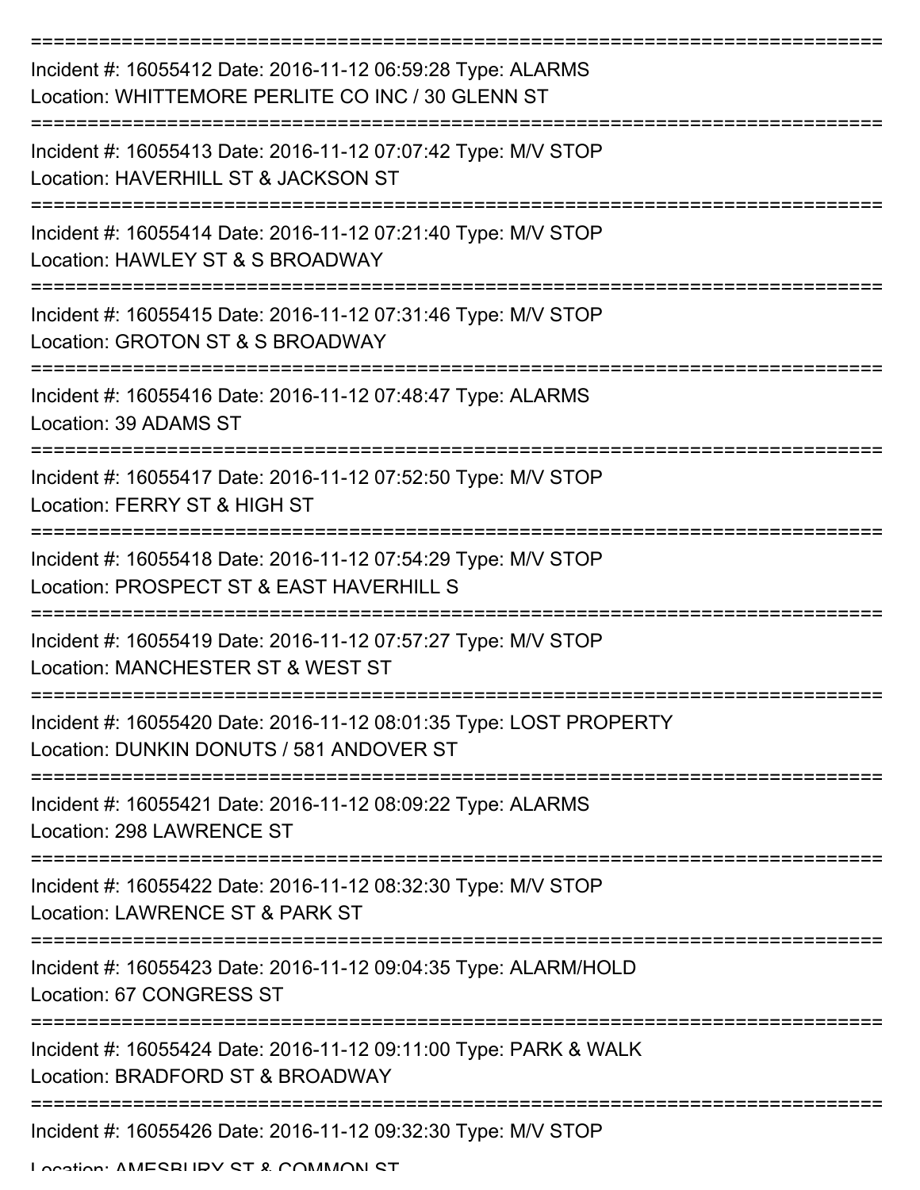Incident #: 16055412 Date: 2016-11-12 06:59:28 Type: ALARMS
Location: WHITTEMORE PERLITE CO INC / 30 GLENN ST

Incident #: 16055413 Date: 2016-11-12 07:07:42 Type: M/V STOP
Location: HAVERHILL ST & JACKSON ST

Incident #: 16055414 Date: 2016-11-12 07:21:40 Type: M/V STOP
Location: HAWLEY ST & S BROADWAY

Incident #: 16055415 Date: 2016-11-12 07:31:46 Type: M/V STOP
Location: GROTON ST & S BROADWAY

Incident #: 16055416 Date: 2016-11-12 07:48:47 Type: ALARMS
Location: 39 ADAMS ST

Incident #: 16055417 Date: 2016-11-12 07:52:50 Type: M/V STOP
Location: FERRY ST & HIGH ST

Incident #: 16055418 Date: 2016-11-12 07:54:29 Type: M/V STOP
Location: PROSPECT ST & EAST HAVERHILL S

Incident #: 16055419 Date: 2016-11-12 07:57:27 Type: M/V STOP
Location: MANCHESTER ST & WEST ST

Incident #: 16055420 Date: 2016-11-12 08:01:35 Type: LOST PROPERTY
Location: DUNKIN DONUTS / 581 ANDOVER ST

Incident #: 16055421 Date: 2016-11-12 08:09:22 Type: ALARMS
Location: 298 LAWRENCE ST

Incident #: 16055422 Date: 2016-11-12 08:32:30 Type: M/V STOP
Location: LAWRENCE ST & PARK ST

Incident #: 16055423 Date: 2016-11-12 09:04:35 Type: ALARM/HOLD
Location: 67 CONGRESS ST

Incident #: 16055424 Date: 2016-11-12 09:11:00 Type: PARK & WALK
Location: BRADFORD ST & BROADWAY

Incident #: 16055426 Date: 2016-11-12 09:32:30 Type: M/V STOP
Location: AMESBURY ST & COMMON ST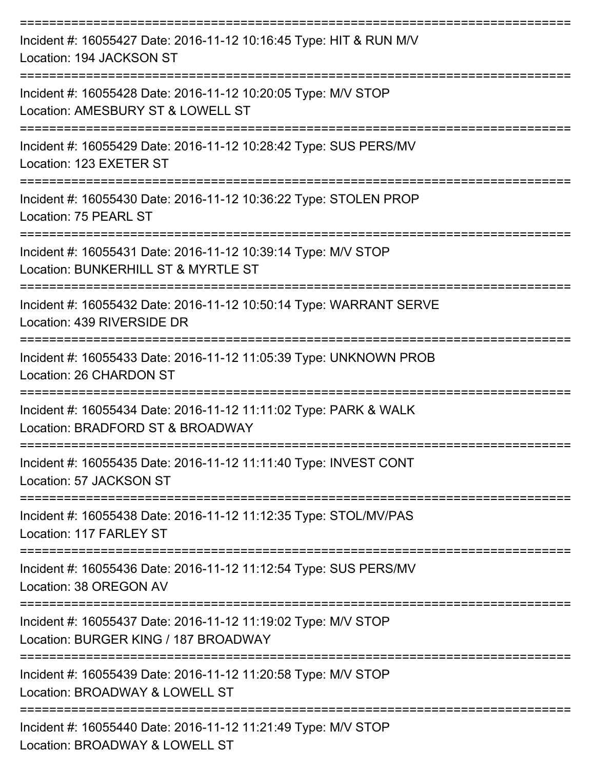===========================================================================

Incident #: 16055427 Date: 2016-11-12 10:16:45 Type: HIT & RUN M/V
Location: 194 JACKSON ST

===========================================================================

Incident #: 16055428 Date: 2016-11-12 10:20:05 Type: M/V STOP
Location: AMESBURY ST & LOWELL ST

===========================================================================

Incident #: 16055429 Date: 2016-11-12 10:28:42 Type: SUS PERS/MV
Location: 123 EXETER ST

===========================================================================

Incident #: 16055430 Date: 2016-11-12 10:36:22 Type: STOLEN PROP
Location: 75 PEARL ST

===========================================================================

Incident #: 16055431 Date: 2016-11-12 10:39:14 Type: M/V STOP
Location: BUNKERHILL ST & MYRTLE ST

===========================================================================

Incident #: 16055432 Date: 2016-11-12 10:50:14 Type: WARRANT SERVE
Location: 439 RIVERSIDE DR

===========================================================================

Incident #: 16055433 Date: 2016-11-12 11:05:39 Type: UNKNOWN PROB
Location: 26 CHARDON ST

===========================================================================

Incident #: 16055434 Date: 2016-11-12 11:11:02 Type: PARK & WALK
Location: BRADFORD ST & BROADWAY

===========================================================================

Incident #: 16055435 Date: 2016-11-12 11:11:40 Type: INVEST CONT
Location: 57 JACKSON ST

===========================================================================

Incident #: 16055438 Date: 2016-11-12 11:12:35 Type: STOL/MV/PAS
Location: 117 FARLEY ST

===========================================================================

Incident #: 16055436 Date: 2016-11-12 11:12:54 Type: SUS PERS/MV
Location: 38 OREGON AV

===========================================================================

Incident #: 16055437 Date: 2016-11-12 11:19:02 Type: M/V STOP
Location: BURGER KING / 187 BROADWAY

===========================================================================

Incident #: 16055439 Date: 2016-11-12 11:20:58 Type: M/V STOP
Location: BROADWAY & LOWELL ST

===========================================================================

Incident #: 16055440 Date: 2016-11-12 11:21:49 Type: M/V STOP
Location: BROADWAY & LOWELL ST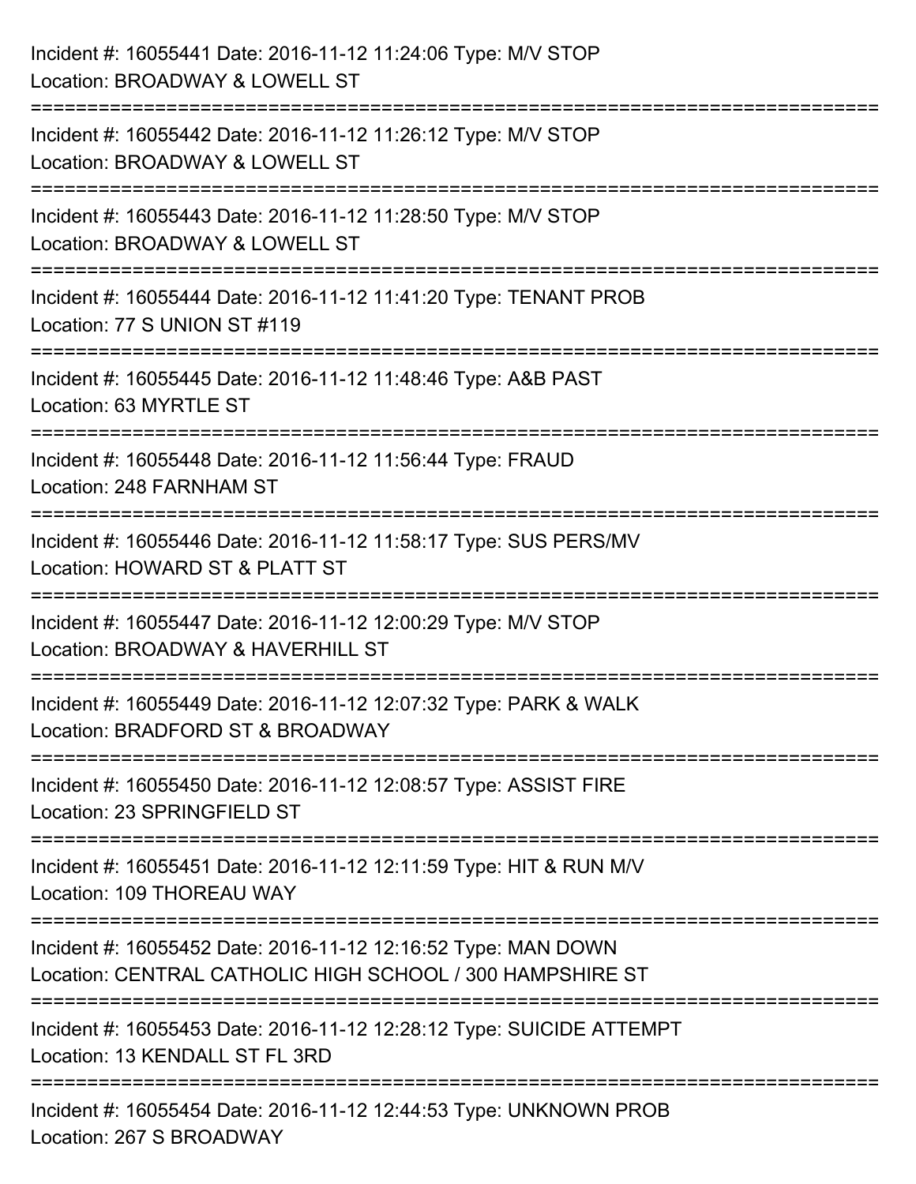Incident #: 16055441 Date: 2016-11-12 11:24:06 Type: M/V STOP
Location: BROADWAY & LOWELL ST

===========================================================================

Incident #: 16055442 Date: 2016-11-12 11:26:12 Type: M/V STOP
Location: BROADWAY & LOWELL ST

===========================================================================

Incident #: 16055443 Date: 2016-11-12 11:28:50 Type: M/V STOP
Location: BROADWAY & LOWELL ST

===========================================================================

Incident #: 16055444 Date: 2016-11-12 11:41:20 Type: TENANT PROB
Location: 77 S UNION ST #119

===========================================================================

Incident #: 16055445 Date: 2016-11-12 11:48:46 Type: A&B PAST
Location: 63 MYRTLE ST

===========================================================================

Incident #: 16055448 Date: 2016-11-12 11:56:44 Type: FRAUD
Location: 248 FARNHAM ST

===========================================================================

Incident #: 16055446 Date: 2016-11-12 11:58:17 Type: SUS PERS/MV
Location: HOWARD ST & PLATT ST

===========================================================================

Incident #: 16055447 Date: 2016-11-12 12:00:29 Type: M/V STOP
Location: BROADWAY & HAVERHILL ST

===========================================================================

Incident #: 16055449 Date: 2016-11-12 12:07:32 Type: PARK & WALK
Location: BRADFORD ST & BROADWAY

===========================================================================

Incident #: 16055450 Date: 2016-11-12 12:08:57 Type: ASSIST FIRE
Location: 23 SPRINGFIELD ST

===========================================================================

Incident #: 16055451 Date: 2016-11-12 12:11:59 Type: HIT & RUN M/V
Location: 109 THOREAU WAY

===========================================================================

Incident #: 16055452 Date: 2016-11-12 12:16:52 Type: MAN DOWN
Location: CENTRAL CATHOLIC HIGH SCHOOL / 300 HAMPSHIRE ST

===========================================================================

Incident #: 16055453 Date: 2016-11-12 12:28:12 Type: SUICIDE ATTEMPT
Location: 13 KENDALL ST FL 3RD

===========================================================================

Incident #: 16055454 Date: 2016-11-12 12:44:53 Type: UNKNOWN PROB
Location: 267 S BROADWAY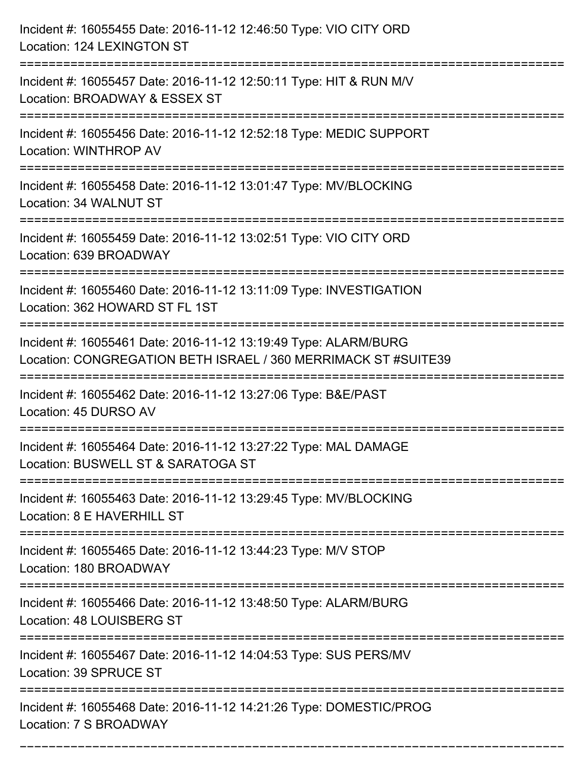Incident #: 16055455 Date: 2016-11-12 12:46:50 Type: VIO CITY ORD
Location: 124 LEXINGTON ST

===========================================================================

Incident #: 16055457 Date: 2016-11-12 12:50:11 Type: HIT & RUN M/V
Location: BROADWAY & ESSEX ST

===========================================================================

Incident #: 16055456 Date: 2016-11-12 12:52:18 Type: MEDIC SUPPORT
Location: WINTHROP AV

===========================================================================

Incident #: 16055458 Date: 2016-11-12 13:01:47 Type: MV/BLOCKING
Location: 34 WALNUT ST

===========================================================================

Incident #: 16055459 Date: 2016-11-12 13:02:51 Type: VIO CITY ORD
Location: 639 BROADWAY

===========================================================================

Incident #: 16055460 Date: 2016-11-12 13:11:09 Type: INVESTIGATION
Location: 362 HOWARD ST FL 1ST

===========================================================================

Incident #: 16055461 Date: 2016-11-12 13:19:49 Type: ALARM/BURG
Location: CONGREGATION BETH ISRAEL / 360 MERRIMACK ST #SUITE39

===========================================================================

Incident #: 16055462 Date: 2016-11-12 13:27:06 Type: B&E/PAST
Location: 45 DURSO AV

===========================================================================

Incident #: 16055464 Date: 2016-11-12 13:27:22 Type: MAL DAMAGE
Location: BUSWELL ST & SARATOGA ST

===========================================================================

Incident #: 16055463 Date: 2016-11-12 13:29:45 Type: MV/BLOCKING
Location: 8 E HAVERHILL ST

===========================================================================

Incident #: 16055465 Date: 2016-11-12 13:44:23 Type: M/V STOP
Location: 180 BROADWAY

===========================================================================

Incident #: 16055466 Date: 2016-11-12 13:48:50 Type: ALARM/BURG
Location: 48 LOUISBERG ST

===========================================================================

Incident #: 16055467 Date: 2016-11-12 14:04:53 Type: SUS PERS/MV
Location: 39 SPRUCE ST

===========================================================================

Incident #: 16055468 Date: 2016-11-12 14:21:26 Type: DOMESTIC/PROG
Location: 7 S BROADWAY

===========================================================================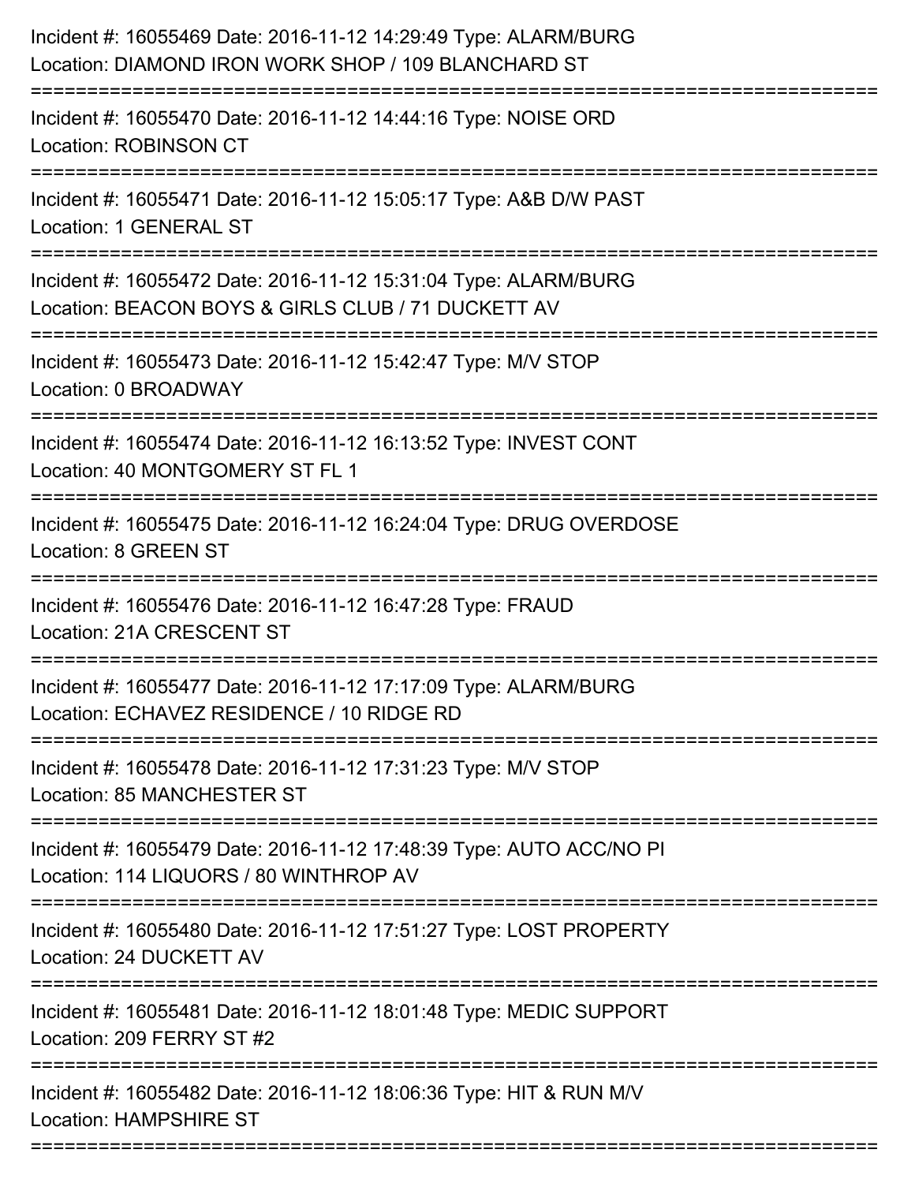Incident #: 16055469 Date: 2016-11-12 14:29:49 Type: ALARM/BURG
Location: DIAMOND IRON WORK SHOP / 109 BLANCHARD ST

===========================================================================

Incident #: 16055470 Date: 2016-11-12 14:44:16 Type: NOISE ORD
Location: ROBINSON CT

===========================================================================

Incident #: 16055471 Date: 2016-11-12 15:05:17 Type: A&B D/W PAST
Location: 1 GENERAL ST

===========================================================================

Incident #: 16055472 Date: 2016-11-12 15:31:04 Type: ALARM/BURG
Location: BEACON BOYS & GIRLS CLUB / 71 DUCKETT AV

===========================================================================

Incident #: 16055473 Date: 2016-11-12 15:42:47 Type: M/V STOP
Location: 0 BROADWAY

===========================================================================

Incident #: 16055474 Date: 2016-11-12 16:13:52 Type: INVEST CONT
Location: 40 MONTGOMERY ST FL 1

===========================================================================

Incident #: 16055475 Date: 2016-11-12 16:24:04 Type: DRUG OVERDOSE
Location: 8 GREEN ST

===========================================================================

Incident #: 16055476 Date: 2016-11-12 16:47:28 Type: FRAUD
Location: 21A CRESCENT ST

===========================================================================

Incident #: 16055477 Date: 2016-11-12 17:17:09 Type: ALARM/BURG
Location: ECHAVEZ RESIDENCE / 10 RIDGE RD

===========================================================================

Incident #: 16055478 Date: 2016-11-12 17:31:23 Type: M/V STOP
Location: 85 MANCHESTER ST

===========================================================================

Incident #: 16055479 Date: 2016-11-12 17:48:39 Type: AUTO ACC/NO PI
Location: 114 LIQUORS / 80 WINTHROP AV

===========================================================================

Incident #: 16055480 Date: 2016-11-12 17:51:27 Type: LOST PROPERTY
Location: 24 DUCKETT AV

===========================================================================

Incident #: 16055481 Date: 2016-11-12 18:01:48 Type: MEDIC SUPPORT
Location: 209 FERRY ST #2

===========================================================================

Incident #: 16055482 Date: 2016-11-12 18:06:36 Type: HIT & RUN M/V
Location: HAMPSHIRE ST

===========================================================================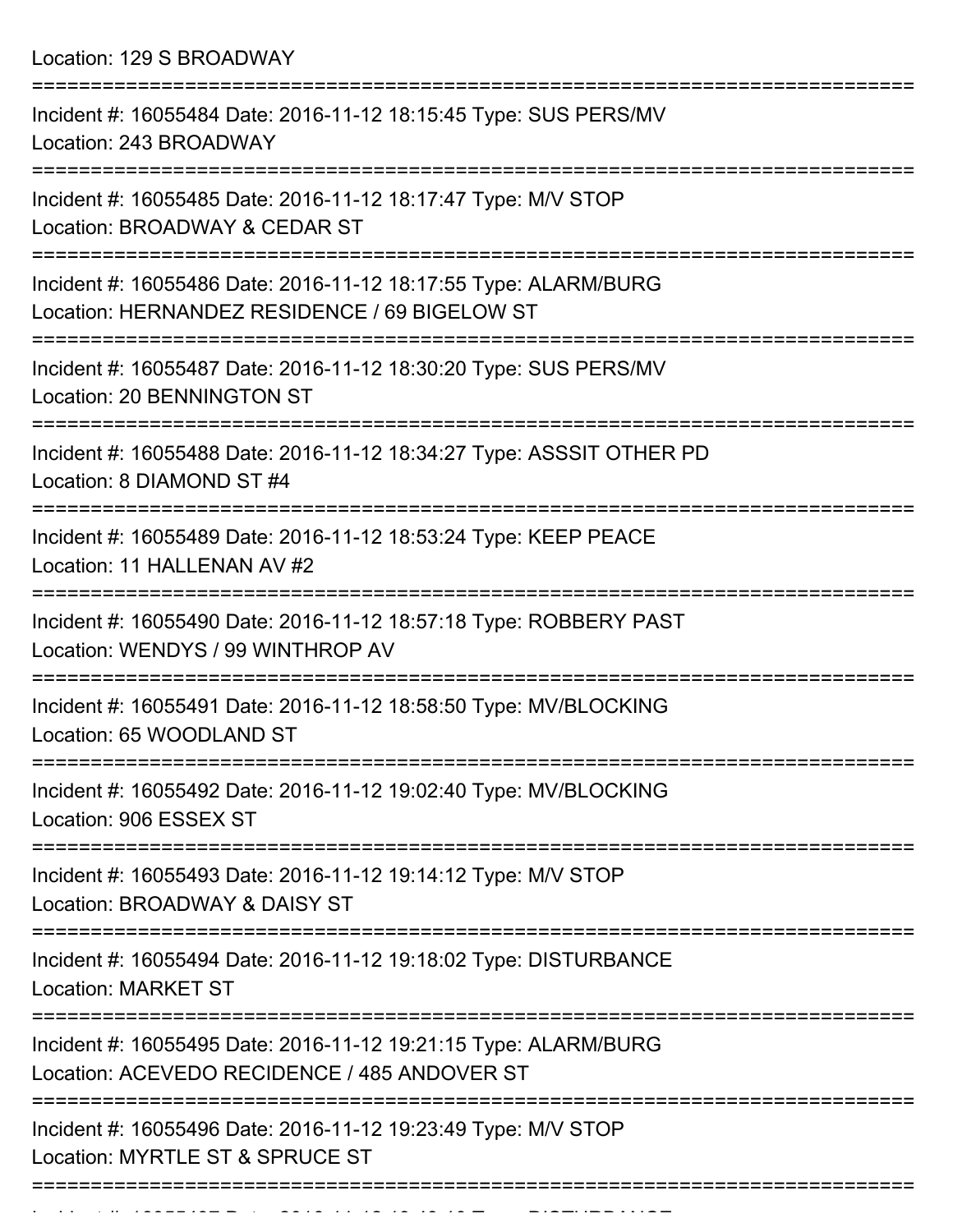Location: 129 S BROADWAY

===========================================================================

Incident #: 16055484 Date: 2016-11-12 18:15:45 Type: SUS PERS/MV
Location: 243 BROADWAY

===========================================================================

Incident #: 16055485 Date: 2016-11-12 18:17:47 Type: M/V STOP
Location: BROADWAY & CEDAR ST

===========================================================================

Incident #: 16055486 Date: 2016-11-12 18:17:55 Type: ALARM/BURG
Location: HERNANDEZ RESIDENCE / 69 BIGELOW ST

===========================================================================

Incident #: 16055487 Date: 2016-11-12 18:30:20 Type: SUS PERS/MV
Location: 20 BENNINGTON ST

===========================================================================

Incident #: 16055488 Date: 2016-11-12 18:34:27 Type: ASSSIT OTHER PD
Location: 8 DIAMOND ST #4

===========================================================================

Incident #: 16055489 Date: 2016-11-12 18:53:24 Type: KEEP PEACE
Location: 11 HALLENAN AV #2

===========================================================================

Incident #: 16055490 Date: 2016-11-12 18:57:18 Type: ROBBERY PAST
Location: WENDYS / 99 WINTHROP AV

===========================================================================

Incident #: 16055491 Date: 2016-11-12 18:58:50 Type: MV/BLOCKING
Location: 65 WOODLAND ST

===========================================================================

Incident #: 16055492 Date: 2016-11-12 19:02:40 Type: MV/BLOCKING
Location: 906 ESSEX ST

===========================================================================

Incident #: 16055493 Date: 2016-11-12 19:14:12 Type: M/V STOP
Location: BROADWAY & DAISY ST

===========================================================================

Incident #: 16055494 Date: 2016-11-12 19:18:02 Type: DISTURBANCE
Location: MARKET ST

===========================================================================

Incident #: 16055495 Date: 2016-11-12 19:21:15 Type: ALARM/BURG
Location: ACEVEDO RECIDENCE / 485 ANDOVER ST

===========================================================================

Incident #: 16055496 Date: 2016-11-12 19:23:49 Type: M/V STOP
Location: MYRTLE ST & SPRUCE ST

===========================================================================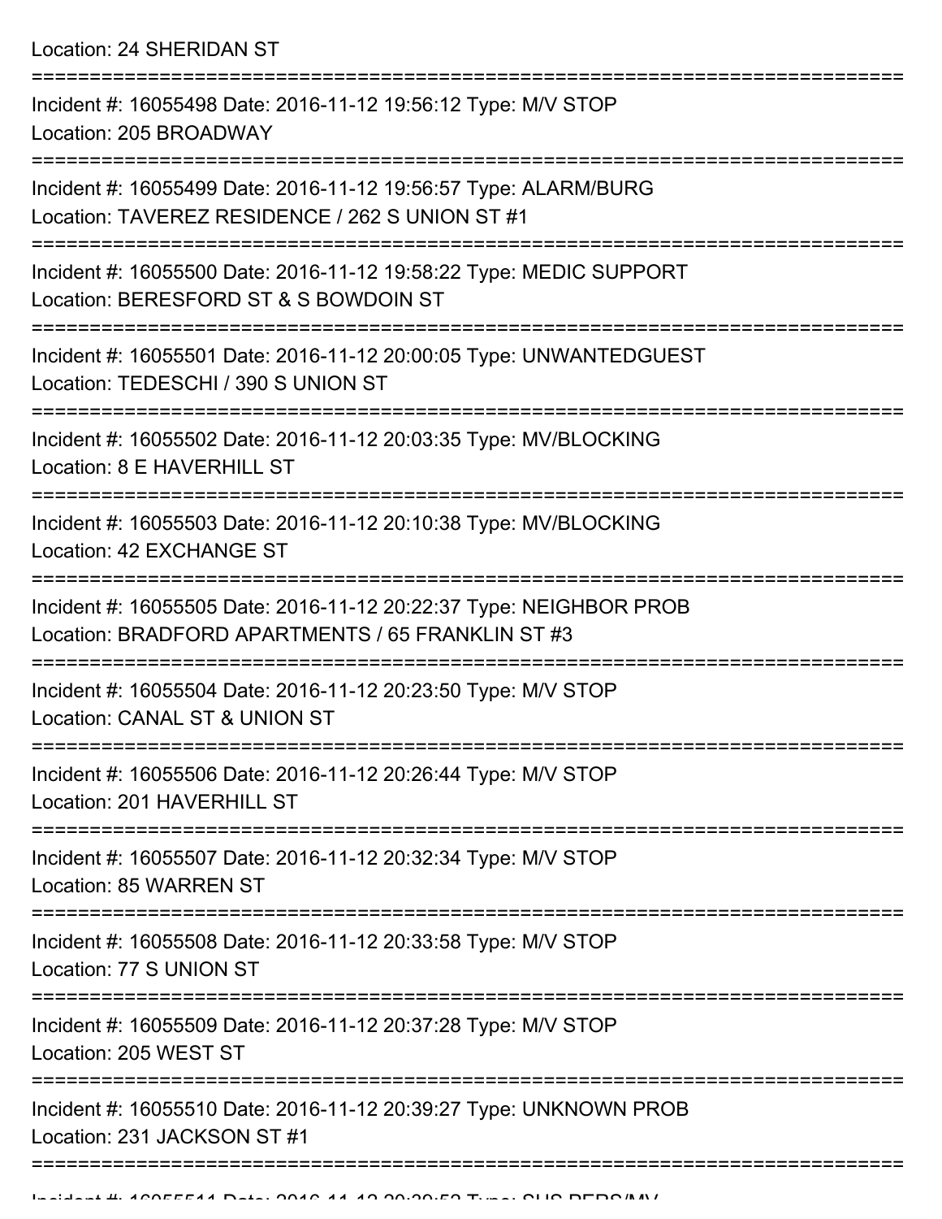Location: 24 SHERIDAN ST

===========================================================================

Incident #: 16055498 Date: 2016-11-12 19:56:12 Type: M/V STOP
Location: 205 BROADWAY

===========================================================================

Incident #: 16055499 Date: 2016-11-12 19:56:57 Type: ALARM/BURG
Location: TAVEREZ RESIDENCE / 262 S UNION ST #1

===========================================================================

Incident #: 16055500 Date: 2016-11-12 19:58:22 Type: MEDIC SUPPORT
Location: BERESFORD ST & S BOWDOIN ST

===========================================================================

Incident #: 16055501 Date: 2016-11-12 20:00:05 Type: UNWANTEDGUEST
Location: TEDESCHI / 390 S UNION ST

===========================================================================

Incident #: 16055502 Date: 2016-11-12 20:03:35 Type: MV/BLOCKING
Location: 8 E HAVERHILL ST

===========================================================================

Incident #: 16055503 Date: 2016-11-12 20:10:38 Type: MV/BLOCKING
Location: 42 EXCHANGE ST

===========================================================================

Incident #: 16055505 Date: 2016-11-12 20:22:37 Type: NEIGHBOR PROB
Location: BRADFORD APARTMENTS / 65 FRANKLIN ST #3

===========================================================================

Incident #: 16055504 Date: 2016-11-12 20:23:50 Type: M/V STOP
Location: CANAL ST & UNION ST

===========================================================================

Incident #: 16055506 Date: 2016-11-12 20:26:44 Type: M/V STOP
Location: 201 HAVERHILL ST

===========================================================================

Incident #: 16055507 Date: 2016-11-12 20:32:34 Type: M/V STOP
Location: 85 WARREN ST

===========================================================================

Incident #: 16055508 Date: 2016-11-12 20:33:58 Type: M/V STOP
Location: 77 S UNION ST

===========================================================================

Incident #: 16055509 Date: 2016-11-12 20:37:28 Type: M/V STOP
Location: 205 WEST ST

===========================================================================

Incident #: 16055510 Date: 2016-11-12 20:39:27 Type: UNKNOWN PROB
Location: 231 JACKSON ST #1

===========================================================================

Incident #: 16055511 Date: 2016-11-12 20:39:52 Type: SUS PERS/MV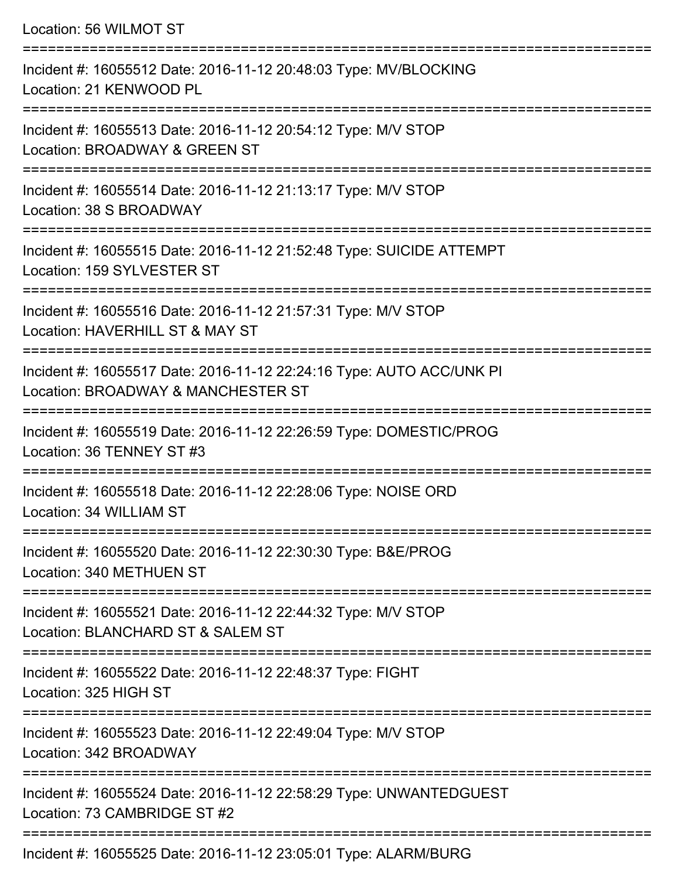Location: 56 WILMOT ST

===========================================================================

Incident #: 16055512 Date: 2016-11-12 20:48:03 Type: MV/BLOCKING
Location: 21 KENWOOD PL

===========================================================================

Incident #: 16055513 Date: 2016-11-12 20:54:12 Type: M/V STOP
Location: BROADWAY & GREEN ST

===========================================================================

Incident #: 16055514 Date: 2016-11-12 21:13:17 Type: M/V STOP
Location: 38 S BROADWAY

===========================================================================

Incident #: 16055515 Date: 2016-11-12 21:52:48 Type: SUICIDE ATTEMPT
Location: 159 SYLVESTER ST

===========================================================================

Incident #: 16055516 Date: 2016-11-12 21:57:31 Type: M/V STOP
Location: HAVERHILL ST & MAY ST

===========================================================================

Incident #: 16055517 Date: 2016-11-12 22:24:16 Type: AUTO ACC/UNK PI
Location: BROADWAY & MANCHESTER ST

===========================================================================

Incident #: 16055519 Date: 2016-11-12 22:26:59 Type: DOMESTIC/PROG
Location: 36 TENNEY ST #3

===========================================================================

Incident #: 16055518 Date: 2016-11-12 22:28:06 Type: NOISE ORD
Location: 34 WILLIAM ST

===========================================================================

Incident #: 16055520 Date: 2016-11-12 22:30:30 Type: B&E/PROG
Location: 340 METHUEN ST

===========================================================================

Incident #: 16055521 Date: 2016-11-12 22:44:32 Type: M/V STOP
Location: BLANCHARD ST & SALEM ST

===========================================================================

Incident #: 16055522 Date: 2016-11-12 22:48:37 Type: FIGHT
Location: 325 HIGH ST

===========================================================================

Incident #: 16055523 Date: 2016-11-12 22:49:04 Type: M/V STOP
Location: 342 BROADWAY

===========================================================================

Incident #: 16055524 Date: 2016-11-12 22:58:29 Type: UNWANTEDGUEST
Location: 73 CAMBRIDGE ST #2

===========================================================================

Incident #: 16055525 Date: 2016-11-12 23:05:01 Type: ALARM/BURG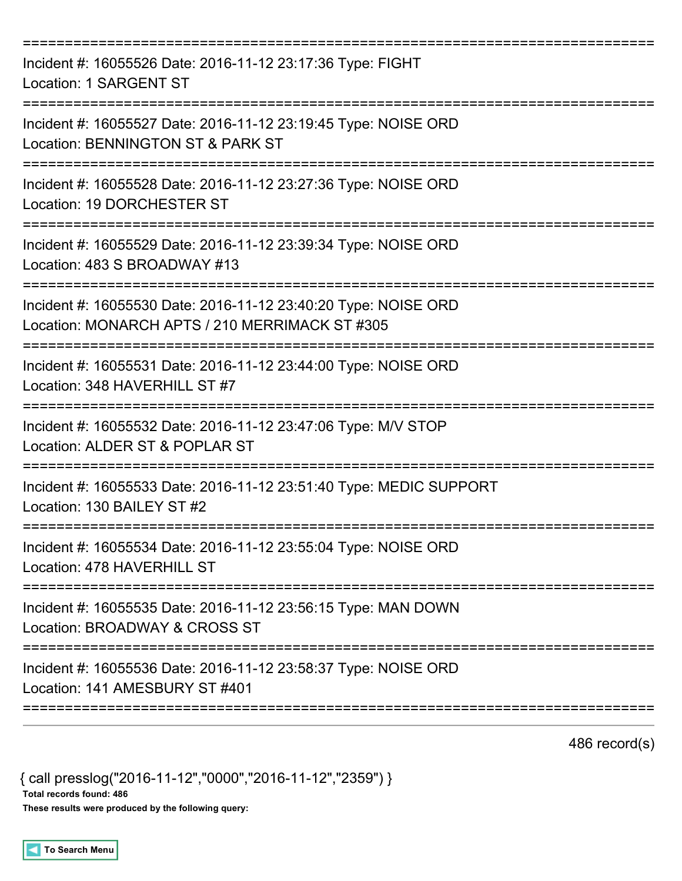===========================================================================

Incident #: 16055526 Date: 2016-11-12 23:17:36 Type: FIGHT
Location: 1 SARGENT ST

===========================================================================

Incident #: 16055527 Date: 2016-11-12 23:19:45 Type: NOISE ORD
Location: BENNINGTON ST & PARK ST

===========================================================================

Incident #: 16055528 Date: 2016-11-12 23:27:36 Type: NOISE ORD
Location: 19 DORCHESTER ST

===========================================================================

Incident #: 16055529 Date: 2016-11-12 23:39:34 Type: NOISE ORD
Location: 483 S BROADWAY #13

===========================================================================

Incident #: 16055530 Date: 2016-11-12 23:40:20 Type: NOISE ORD
Location: MONARCH APTS / 210 MERRIMACK ST #305

===========================================================================

Incident #: 16055531 Date: 2016-11-12 23:44:00 Type: NOISE ORD
Location: 348 HAVERHILL ST #7

===========================================================================

Incident #: 16055532 Date: 2016-11-12 23:47:06 Type: M/V STOP
Location: ALDER ST & POPLAR ST

===========================================================================

Incident #: 16055533 Date: 2016-11-12 23:51:40 Type: MEDIC SUPPORT
Location: 130 BAILEY ST #2

===========================================================================

Incident #: 16055534 Date: 2016-11-12 23:55:04 Type: NOISE ORD
Location: 478 HAVERHILL ST

===========================================================================

Incident #: 16055535 Date: 2016-11-12 23:56:15 Type: MAN DOWN
Location: BROADWAY & CROSS ST

===========================================================================

Incident #: 16055536 Date: 2016-11-12 23:58:37 Type: NOISE ORD
Location: 141 AMESBURY ST #401

===========================================================================

486 record(s)

{ call presslog("2016-11-12","0000","2016-11-12","2359") }

**Total records found: 486**

**These results were produced by the following query:**

To Search Menu